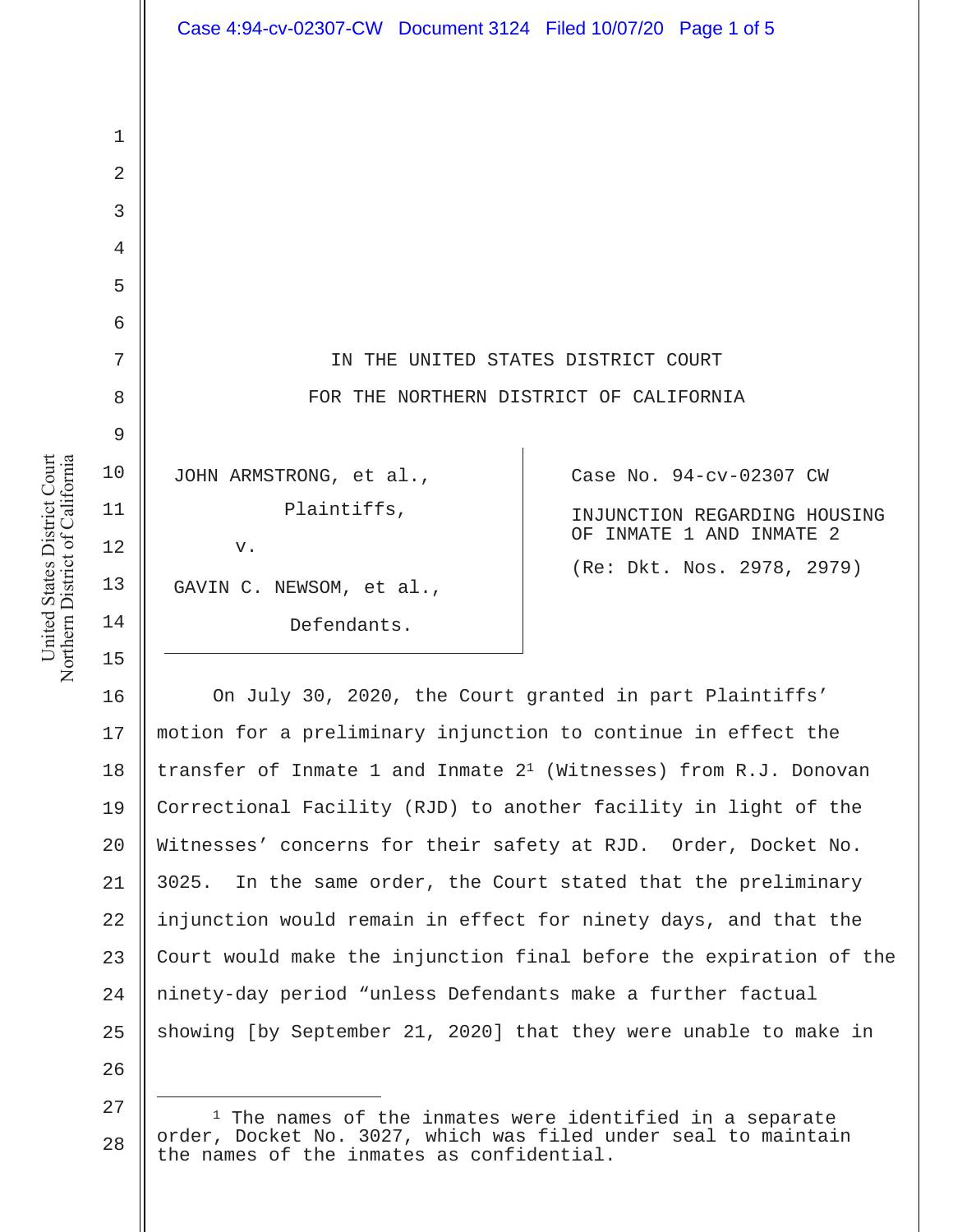IN THE UNITED STATES DISTRICT COURT

FOR THE NORTHERN DISTRICT OF CALIFORNIA

| | |
|---|---|
| JOHN ARMSTRONG, et al.,<br>Plaintiffs,<br>v.<br>GAVIN C. NEWSOM, et al.,<br>Defendants. | Case No. 94-cv-02307 CW<br>INJUNCTION REGARDING HOUSING OF INMATE 1 AND INMATE 2<br>(Re: Dkt. Nos. 2978, 2979) |

On July 30, 2020, the Court granted in part Plaintiffs' motion for a preliminary injunction to continue in effect the transfer of Inmate 1 and Inmate 2[1] (Witnesses) from R.J. Donovan Correctional Facility (RJD) to another facility in light of the Witnesses' concerns for their safety at RJD. Order, Docket No. 3025. In the same order, the Court stated that the preliminary injunction would remain in effect for ninety days, and that the Court would make the injunction final before the expiration of the ninety-day period "unless Defendants make a further factual showing [by September 21, 2020] that they were unable to make in

[1] The names of the inmates were identified in a separate order, Docket No. 3027, which was filed under seal to maintain the names of the inmates as confidential.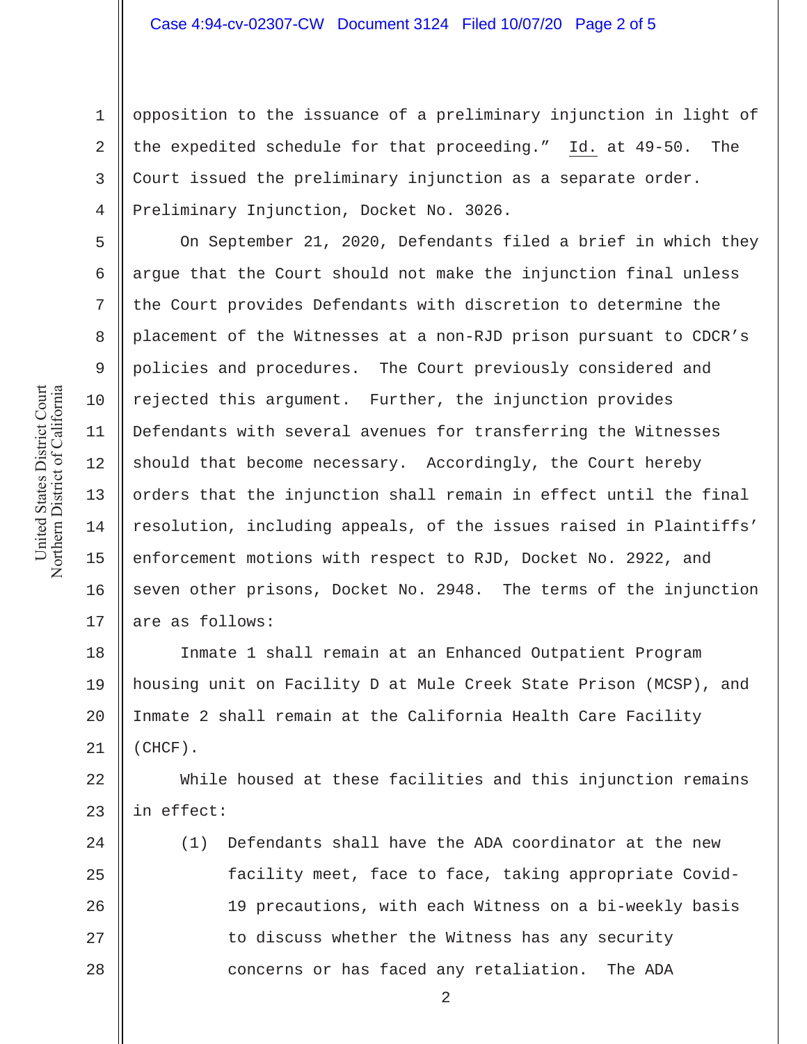opposition to the issuance of a preliminary injunction in light of the expedited schedule for that proceeding." Id. at 49-50. The Court issued the preliminary injunction as a separate order. Preliminary Injunction, Docket No. 3026.

On September 21, 2020, Defendants filed a brief in which they argue that the Court should not make the injunction final unless the Court provides Defendants with discretion to determine the placement of the Witnesses at a non-RJD prison pursuant to CDCR's policies and procedures. The Court previously considered and rejected this argument. Further, the injunction provides Defendants with several avenues for transferring the Witnesses should that become necessary. Accordingly, the Court hereby orders that the injunction shall remain in effect until the final resolution, including appeals, of the issues raised in Plaintiffs' enforcement motions with respect to RJD, Docket No. 2922, and seven other prisons, Docket No. 2948. The terms of the injunction are as follows:

Inmate 1 shall remain at an Enhanced Outpatient Program housing unit on Facility D at Mule Creek State Prison (MCSP), and Inmate 2 shall remain at the California Health Care Facility (CHCF).

While housed at these facilities and this injunction remains in effect:

(1) Defendants shall have the ADA coordinator at the new facility meet, face to face, taking appropriate Covid-19 precautions, with each Witness on a bi-weekly basis to discuss whether the Witness has any security concerns or has faced any retaliation. The ADA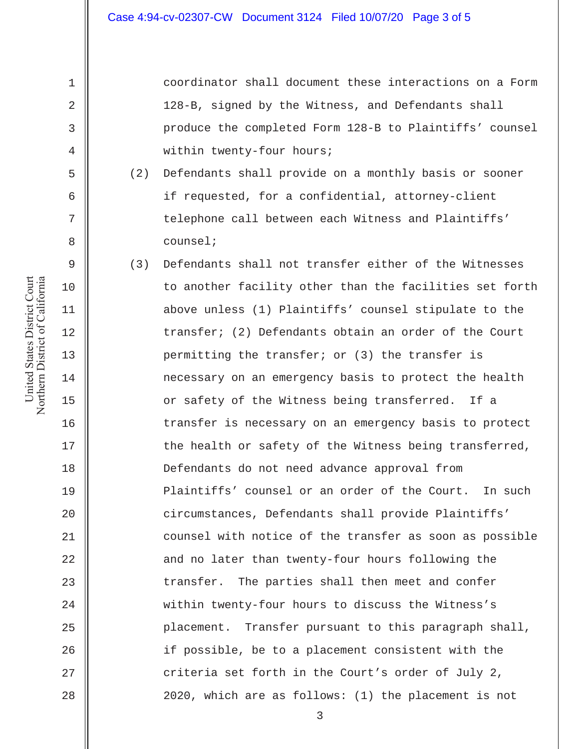coordinator shall document these interactions on a Form 128-B, signed by the Witness, and Defendants shall produce the completed Form 128-B to Plaintiffs' counsel within twenty-four hours;

(2) Defendants shall provide on a monthly basis or sooner if requested, for a confidential, attorney-client telephone call between each Witness and Plaintiffs' counsel;

(3) Defendants shall not transfer either of the Witnesses to another facility other than the facilities set forth above unless (1) Plaintiffs' counsel stipulate to the transfer; (2) Defendants obtain an order of the Court permitting the transfer; or (3) the transfer is necessary on an emergency basis to protect the health or safety of the Witness being transferred. If a transfer is necessary on an emergency basis to protect the health or safety of the Witness being transferred, Defendants do not need advance approval from Plaintiffs' counsel or an order of the Court. In such circumstances, Defendants shall provide Plaintiffs' counsel with notice of the transfer as soon as possible and no later than twenty-four hours following the transfer. The parties shall then meet and confer within twenty-four hours to discuss the Witness's placement. Transfer pursuant to this paragraph shall, if possible, be to a placement consistent with the criteria set forth in the Court's order of July 2, 2020, which are as follows: (1) the placement is not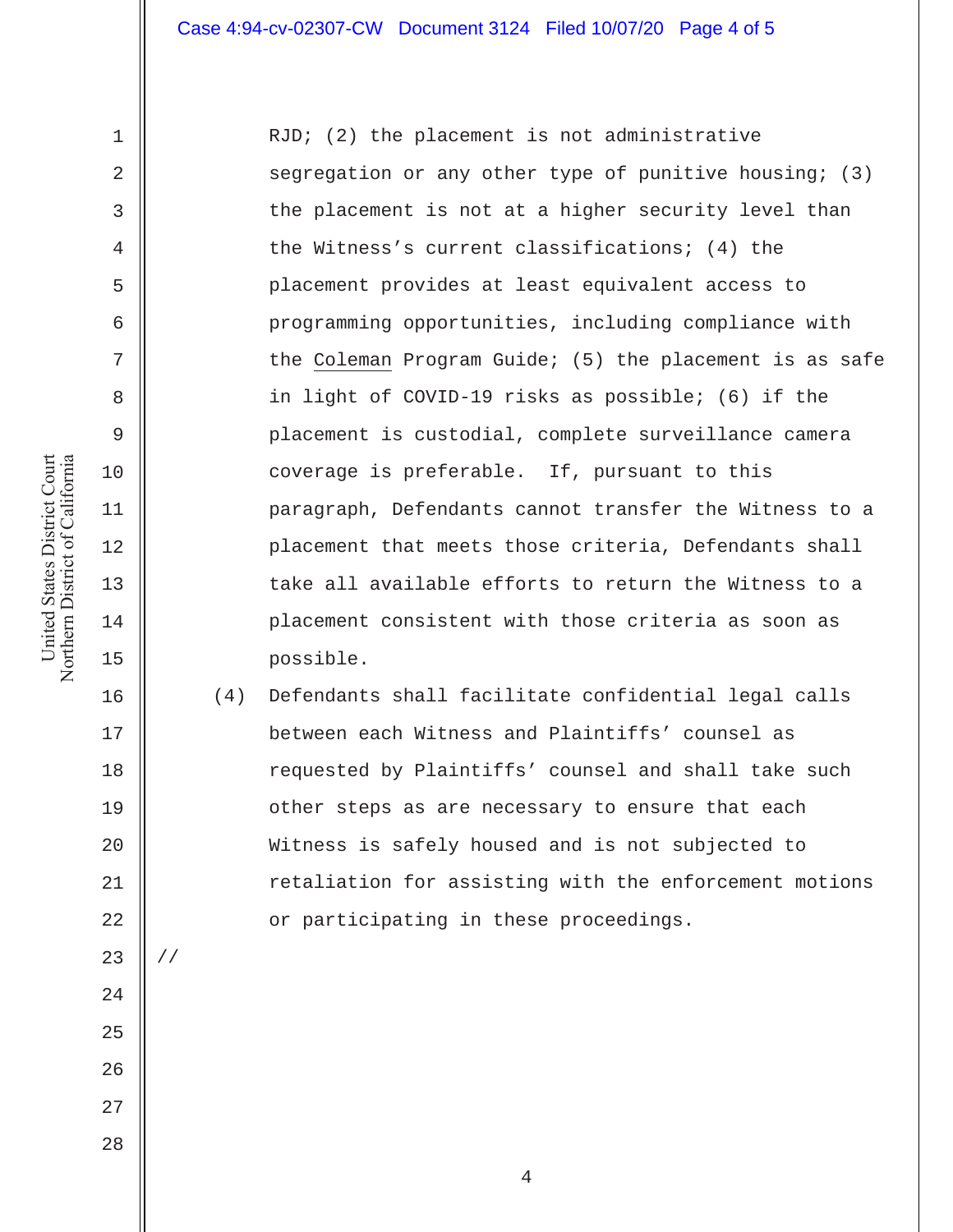RJD; (2) the placement is not administrative segregation or any other type of punitive housing; (3) the placement is not at a higher security level than the Witness's current classifications; (4) the placement provides at least equivalent access to programming opportunities, including compliance with the Coleman Program Guide; (5) the placement is as safe in light of COVID-19 risks as possible; (6) if the placement is custodial, complete surveillance camera coverage is preferable. If, pursuant to this paragraph, Defendants cannot transfer the Witness to a placement that meets those criteria, Defendants shall take all available efforts to return the Witness to a placement consistent with those criteria as soon as possible.

(4) Defendants shall facilitate confidential legal calls between each Witness and Plaintiffs' counsel as requested by Plaintiffs' counsel and shall take such other steps as are necessary to ensure that each Witness is safely housed and is not subjected to retaliation for assisting with the enforcement motions or participating in these proceedings.

//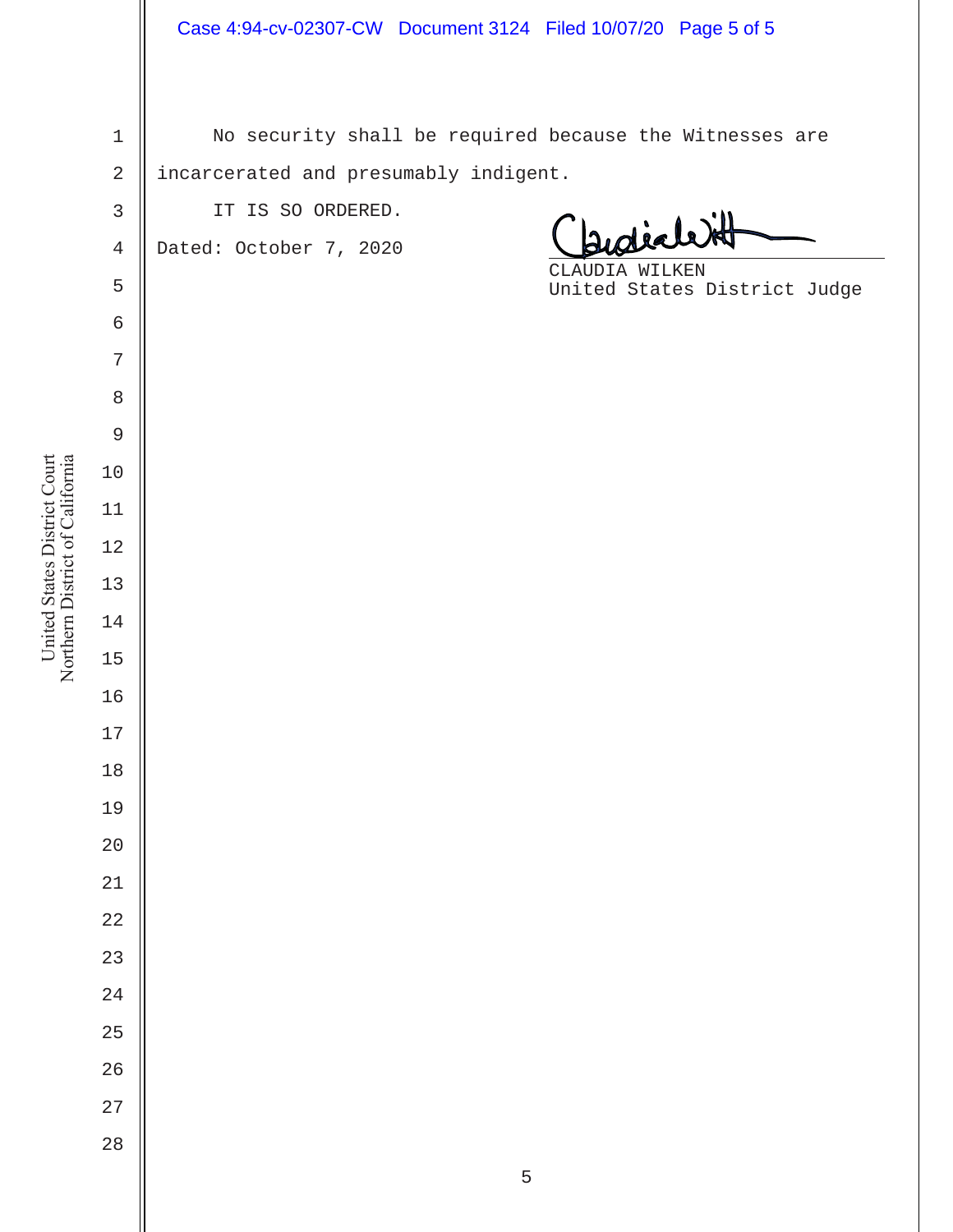No security shall be required because the Witnesses are incarcerated and presumably indigent.

IT IS SO ORDERED.

Dated: October 7, 2020

CLAUDIA WILKEN
United States District Judge